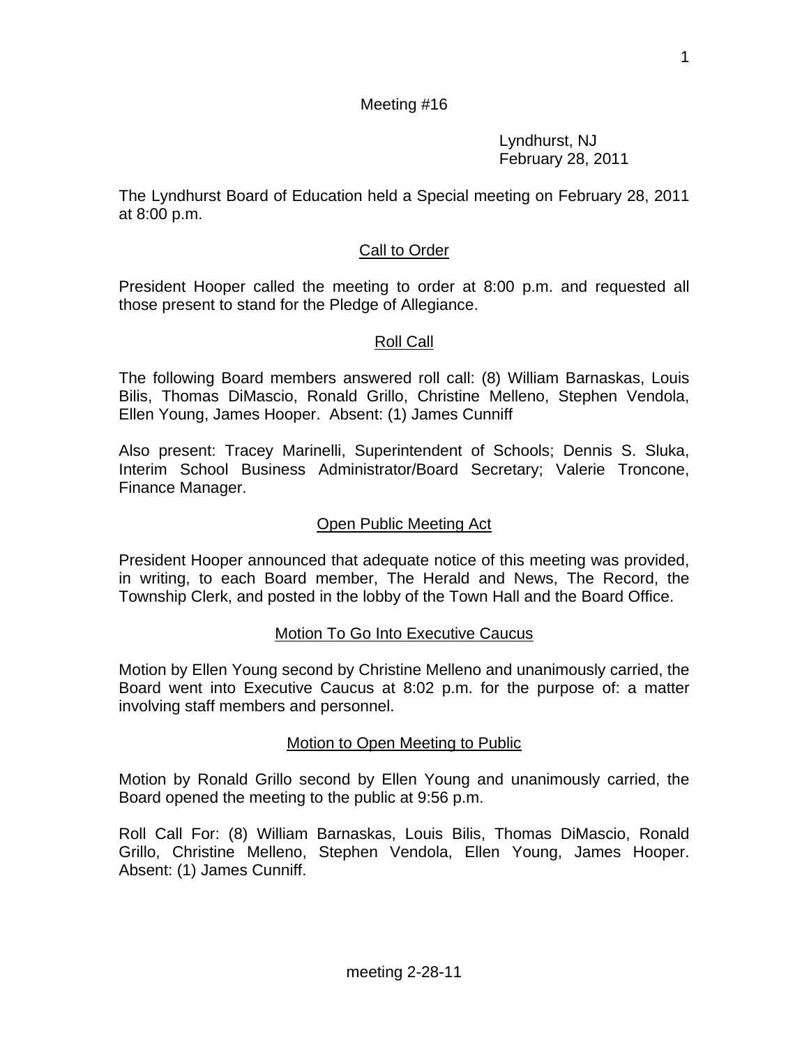Meeting #16

Lyndhurst, NJ
February 28, 2011

The Lyndhurst Board of Education held a Special meeting on February 28, 2011 at 8:00 p.m.

## Call to Order

President Hooper called the meeting to order at 8:00 p.m. and requested all those present to stand for the Pledge of Allegiance.

## Roll Call

The following Board members answered roll call: (8) William Barnaskas, Louis Bilis, Thomas DiMascio, Ronald Grillo, Christine Melleno, Stephen Vendola, Ellen Young, James Hooper. Absent: (1) James Cunniff

Also present: Tracey Marinelli, Superintendent of Schools; Dennis S. Sluka, Interim School Business Administrator/Board Secretary; Valerie Troncone, Finance Manager.

## Open Public Meeting Act

President Hooper announced that adequate notice of this meeting was provided, in writing, to each Board member, The Herald and News, The Record, the Township Clerk, and posted in the lobby of the Town Hall and the Board Office.

## Motion To Go Into Executive Caucus

Motion by Ellen Young second by Christine Melleno and unanimously carried, the Board went into Executive Caucus at 8:02 p.m. for the purpose of: a matter involving staff members and personnel.

## Motion to Open Meeting to Public

Motion by Ronald Grillo second by Ellen Young and unanimously carried, the Board opened the meeting to the public at 9:56 p.m.

Roll Call For: (8) William Barnaskas, Louis Bilis, Thomas DiMascio, Ronald Grillo, Christine Melleno, Stephen Vendola, Ellen Young, James Hooper. Absent: (1) James Cunniff.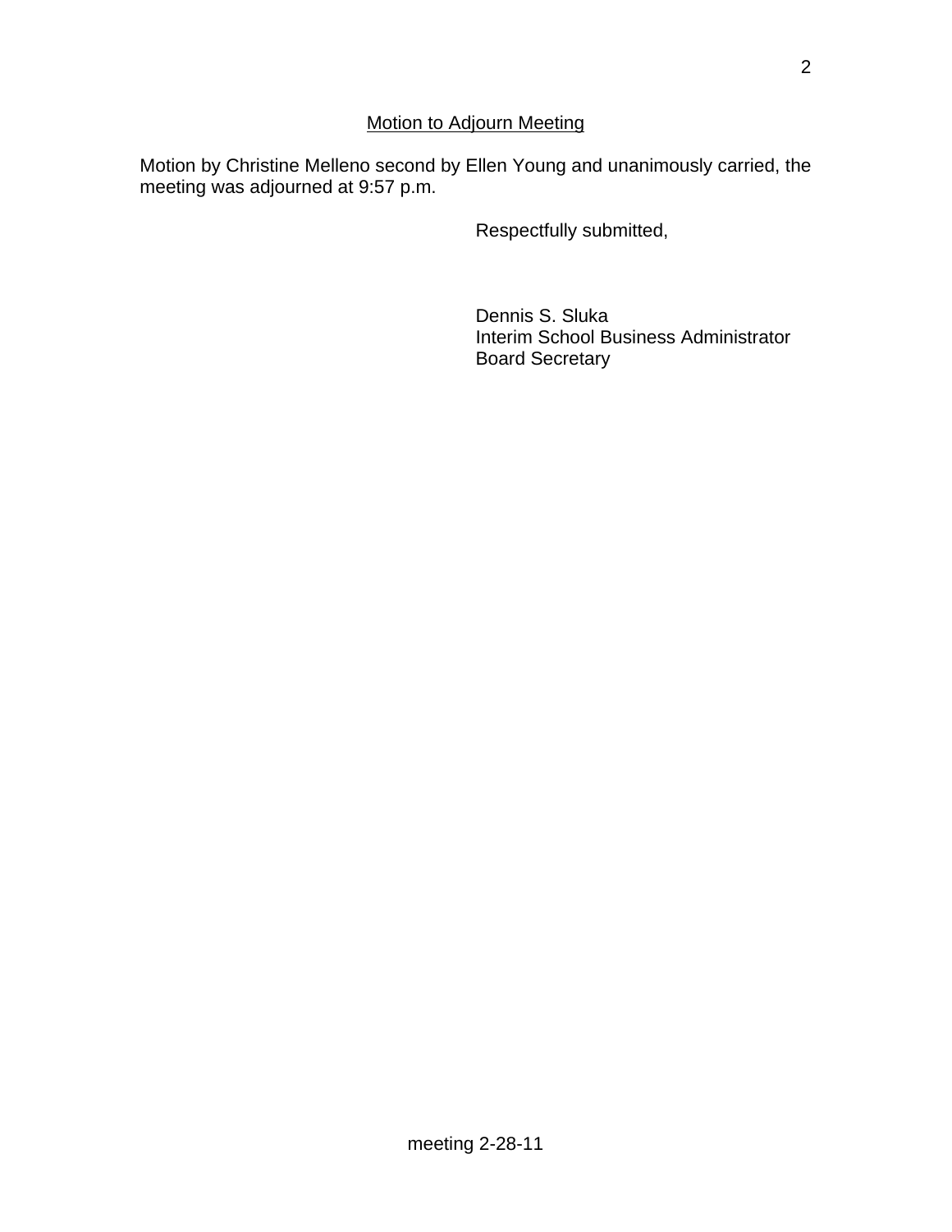## Motion to Adjourn Meeting

Motion by Christine Melleno second by Ellen Young and unanimously carried, the meeting was adjourned at 9:57 p.m.

Respectfully submitted,

Dennis S. Sluka
Interim School Business Administrator
Board Secretary